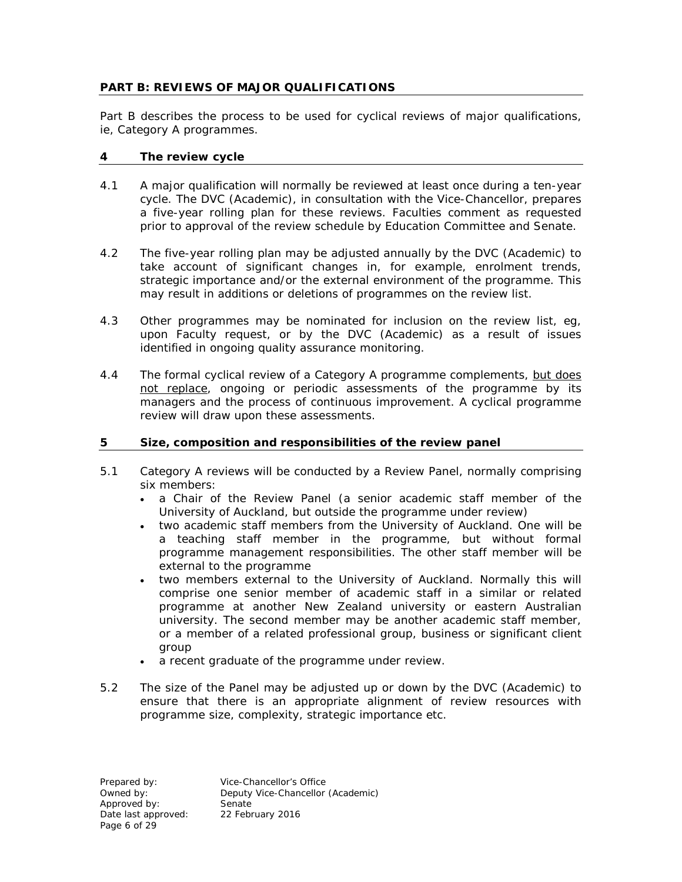## PART B: REVIEWS OF MAJOR QUALIFICATIONS

Part B describes the process to be used for cyclical reviews of major qualifications, ie, Category A programmes.

### 4 The review cycle

4.1 A major qualification will normally be reviewed at least once during a ten-year cycle. The DVC (Academic), in consultation with the Vice-Chancellor, prepares a five-year rolling plan for these reviews. Faculties comment as requested prior to approval of the review schedule by Education Committee and Senate.

4.2 The five-year rolling plan may be adjusted annually by the DVC (Academic) to take account of significant changes in, for example, enrolment trends, strategic importance and/or the external environment of the programme. This may result in additions or deletions of programmes on the review list.

4.3 Other programmes may be nominated for inclusion on the review list, eg, upon Faculty request, or by the DVC (Academic) as a result of issues identified in ongoing quality assurance monitoring.

4.4 The formal cyclical review of a Category A programme complements, <u>but does not replace</u>, ongoing or periodic assessments of the programme by its managers and the process of continuous improvement. A cyclical programme review will draw upon these assessments.

### 5 Size, composition and responsibilities of the review panel

5.1 Category A reviews will be conducted by a Review Panel, normally comprising six members:

- a Chair of the Review Panel (a senior academic staff member of the University of Auckland, but outside the programme under review)
- two academic staff members from the University of Auckland. One will be a teaching staff member in the programme, but without formal programme management responsibilities. The other staff member will be external to the programme
- two members external to the University of Auckland. Normally this will comprise one senior member of academic staff in a similar or related programme at another New Zealand university or eastern Australian university. The second member may be another academic staff member, or a member of a related professional group, business or significant client group
- a recent graduate of the programme under review.

5.2 The size of the Panel may be adjusted up or down by the DVC (Academic) to ensure that there is an appropriate alignment of review resources with programme size, complexity, strategic importance etc.

Prepared by: Vice-Chancellor's Office
Owned by: Deputy Vice-Chancellor (Academic)
Approved by: Senate
Date last approved: 22 February 2016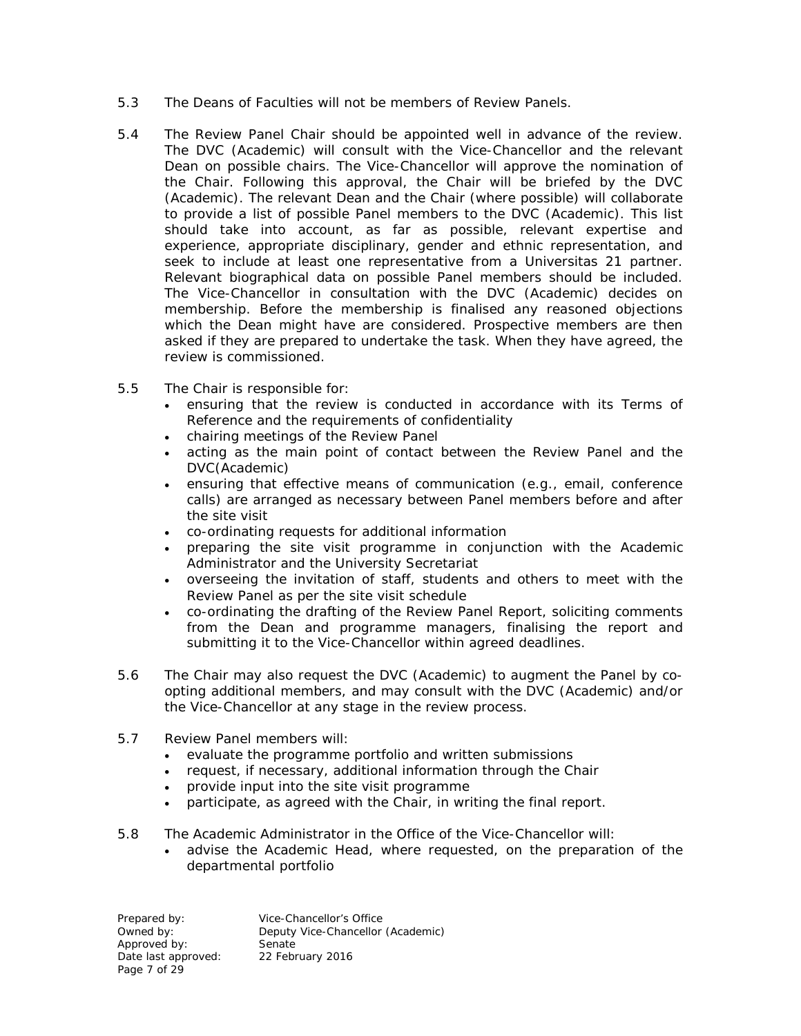5.3 The Deans of Faculties will not be members of Review Panels.

5.4 The Review Panel Chair should be appointed well in advance of the review. The DVC (Academic) will consult with the Vice-Chancellor and the relevant Dean on possible chairs. The Vice-Chancellor will approve the nomination of the Chair. Following this approval, the Chair will be briefed by the DVC (Academic). The relevant Dean and the Chair (where possible) will collaborate to provide a list of possible Panel members to the DVC (Academic). This list should take into account, as far as possible, relevant expertise and experience, appropriate disciplinary, gender and ethnic representation, and seek to include at least one representative from a Universitas 21 partner. Relevant biographical data on possible Panel members should be included. The Vice-Chancellor in consultation with the DVC (Academic) decides on membership. Before the membership is finalised any reasoned objections which the Dean might have are considered. Prospective members are then asked if they are prepared to undertake the task. When they have agreed, the review is commissioned.

5.5 The Chair is responsible for:

- ensuring that the review is conducted in accordance with its Terms of Reference and the requirements of confidentiality
- chairing meetings of the Review Panel
- acting as the main point of contact between the Review Panel and the DVC(Academic)
- ensuring that effective means of communication (e.g., email, conference calls) are arranged as necessary between Panel members before and after the site visit
- co-ordinating requests for additional information
- preparing the site visit programme in conjunction with the Academic Administrator and the University Secretariat
- overseeing the invitation of staff, students and others to meet with the Review Panel as per the site visit schedule
- co-ordinating the drafting of the Review Panel Report, soliciting comments from the Dean and programme managers, finalising the report and submitting it to the Vice-Chancellor within agreed deadlines.

5.6 The Chair may also request the DVC (Academic) to augment the Panel by co-opting additional members, and may consult with the DVC (Academic) and/or the Vice-Chancellor at any stage in the review process.

5.7 Review Panel members will:

- evaluate the programme portfolio and written submissions
- request, if necessary, additional information through the Chair
- provide input into the site visit programme
- participate, as agreed with the Chair, in writing the final report.

5.8 The Academic Administrator in the Office of the Vice-Chancellor will:

- advise the Academic Head, where requested, on the preparation of the departmental portfolio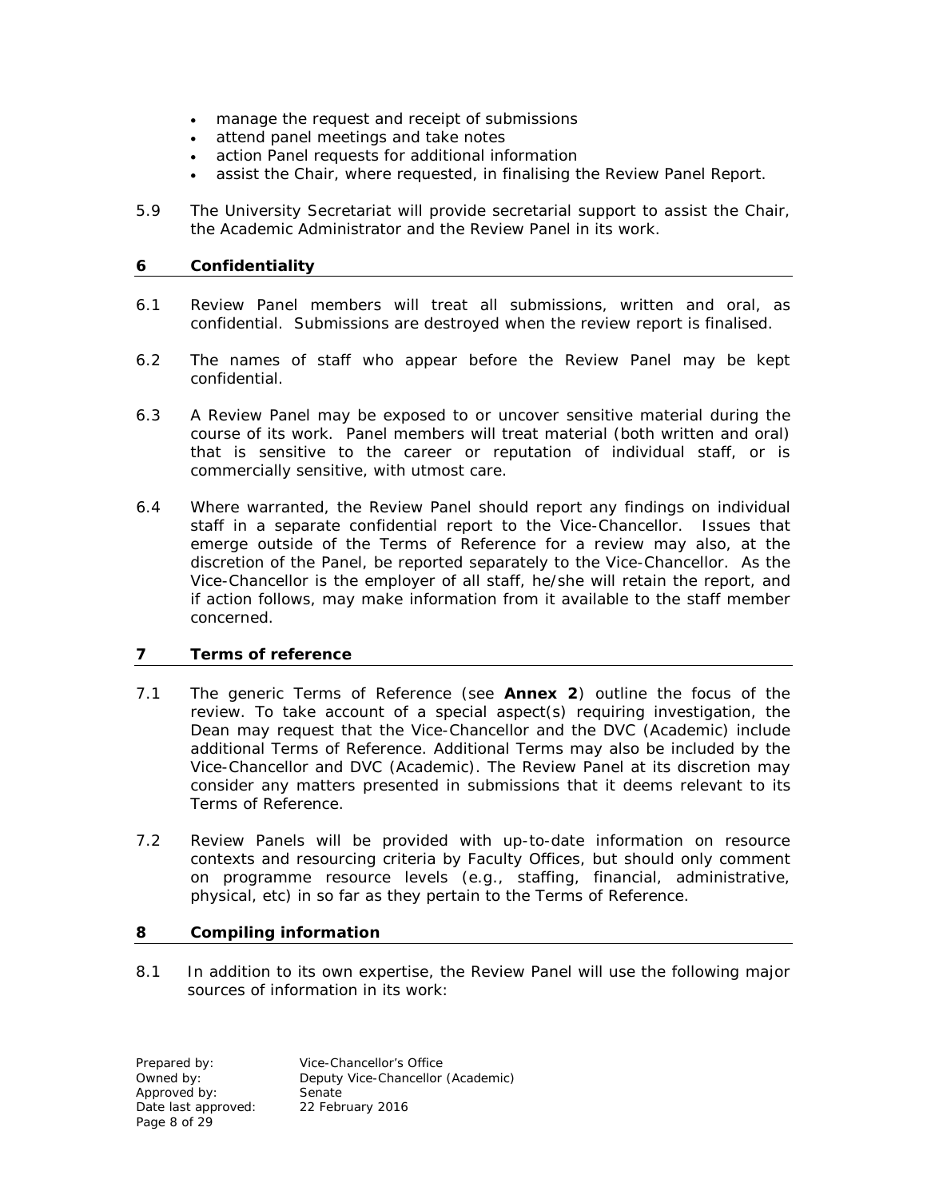- manage the request and receipt of submissions
- attend panel meetings and take notes
- action Panel requests for additional information
- assist the Chair, where requested, in finalising the Review Panel Report.

5.9 The University Secretariat will provide secretarial support to assist the Chair, the Academic Administrator and the Review Panel in its work.

## 6 Confidentiality

6.1 Review Panel members will treat all submissions, written and oral, as confidential. Submissions are destroyed when the review report is finalised.

6.2 The names of staff who appear before the Review Panel may be kept confidential.

6.3 A Review Panel may be exposed to or uncover sensitive material during the course of its work. Panel members will treat material (both written and oral) that is sensitive to the career or reputation of individual staff, or is commercially sensitive, with utmost care.

6.4 Where warranted, the Review Panel should report any findings on individual staff in a separate confidential report to the Vice-Chancellor. Issues that emerge outside of the Terms of Reference for a review may also, at the discretion of the Panel, be reported separately to the Vice-Chancellor. As the Vice-Chancellor is the employer of all staff, he/she will retain the report, and if action follows, may make information from it available to the staff member concerned.

## 7 Terms of reference

7.1 The generic Terms of Reference (see **Annex 2**) outline the focus of the review. To take account of a special aspect(s) requiring investigation, the Dean may request that the Vice-Chancellor and the DVC (Academic) include additional Terms of Reference. Additional Terms may also be included by the Vice-Chancellor and DVC (Academic). The Review Panel at its discretion may consider any matters presented in submissions that it deems relevant to its Terms of Reference.

7.2 Review Panels will be provided with up-to-date information on resource contexts and resourcing criteria by Faculty Offices, but should only comment on programme resource levels (e.g., staffing, financial, administrative, physical, etc) in so far as they pertain to the Terms of Reference.

## 8 Compiling information

8.1 In addition to its own expertise, the Review Panel will use the following major sources of information in its work: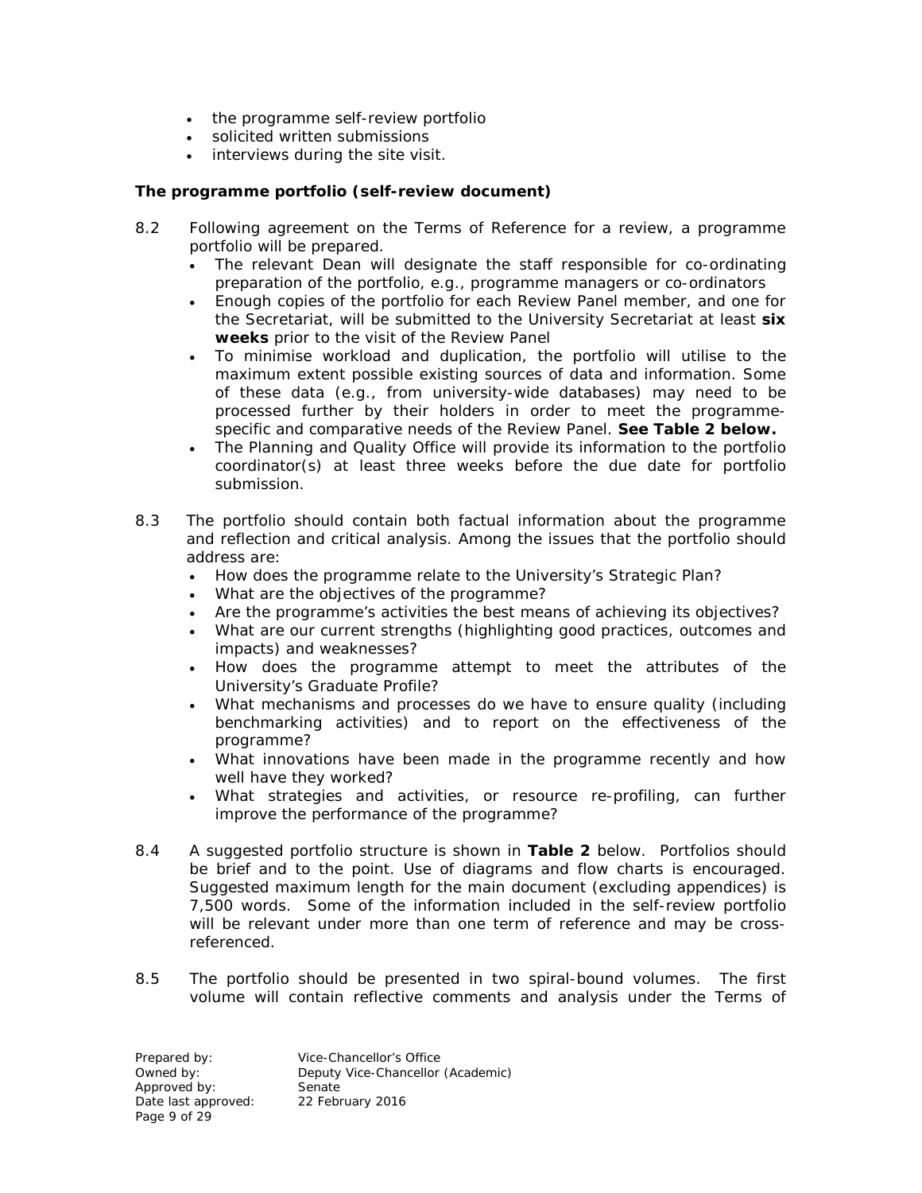- the programme self-review portfolio
- solicited written submissions
- interviews during the site visit.

**The programme portfolio (self-review document)**

8.2 Following agreement on the Terms of Reference for a review, a programme portfolio will be prepared.

- The relevant Dean will designate the staff responsible for co-ordinating preparation of the portfolio, e.g., programme managers or co-ordinators
- Enough copies of the portfolio for each Review Panel member, and one for the Secretariat, will be submitted to the University Secretariat at least **six weeks** prior to the visit of the Review Panel
- To minimise workload and duplication, the portfolio will utilise to the maximum extent possible existing sources of data and information. Some of these data (e.g., from university-wide databases) may need to be processed further by their holders in order to meet the programme-specific and comparative needs of the Review Panel. **See Table 2 below.**
- The Planning and Quality Office will provide its information to the portfolio coordinator(s) at least three weeks before the due date for portfolio submission.

8.3 The portfolio should contain both factual information about the programme and reflection and critical analysis. Among the issues that the portfolio should address are:

- How does the programme relate to the University's Strategic Plan?
- What are the objectives of the programme?
- Are the programme's activities the best means of achieving its objectives?
- What are our current strengths (highlighting good practices, outcomes and impacts) and weaknesses?
- How does the programme attempt to meet the attributes of the University's Graduate Profile?
- What mechanisms and processes do we have to ensure quality (including benchmarking activities) and to report on the effectiveness of the programme?
- What innovations have been made in the programme recently and how well have they worked?
- What strategies and activities, or resource re-profiling, can further improve the performance of the programme?

8.4 A suggested portfolio structure is shown in **Table 2** below. Portfolios should be brief and to the point. Use of diagrams and flow charts is encouraged. Suggested maximum length for the main document (excluding appendices) is 7,500 words. Some of the information included in the self-review portfolio will be relevant under more than one term of reference and may be cross-referenced.

8.5 The portfolio should be presented in two spiral-bound volumes. The first volume will contain reflective comments and analysis under the Terms of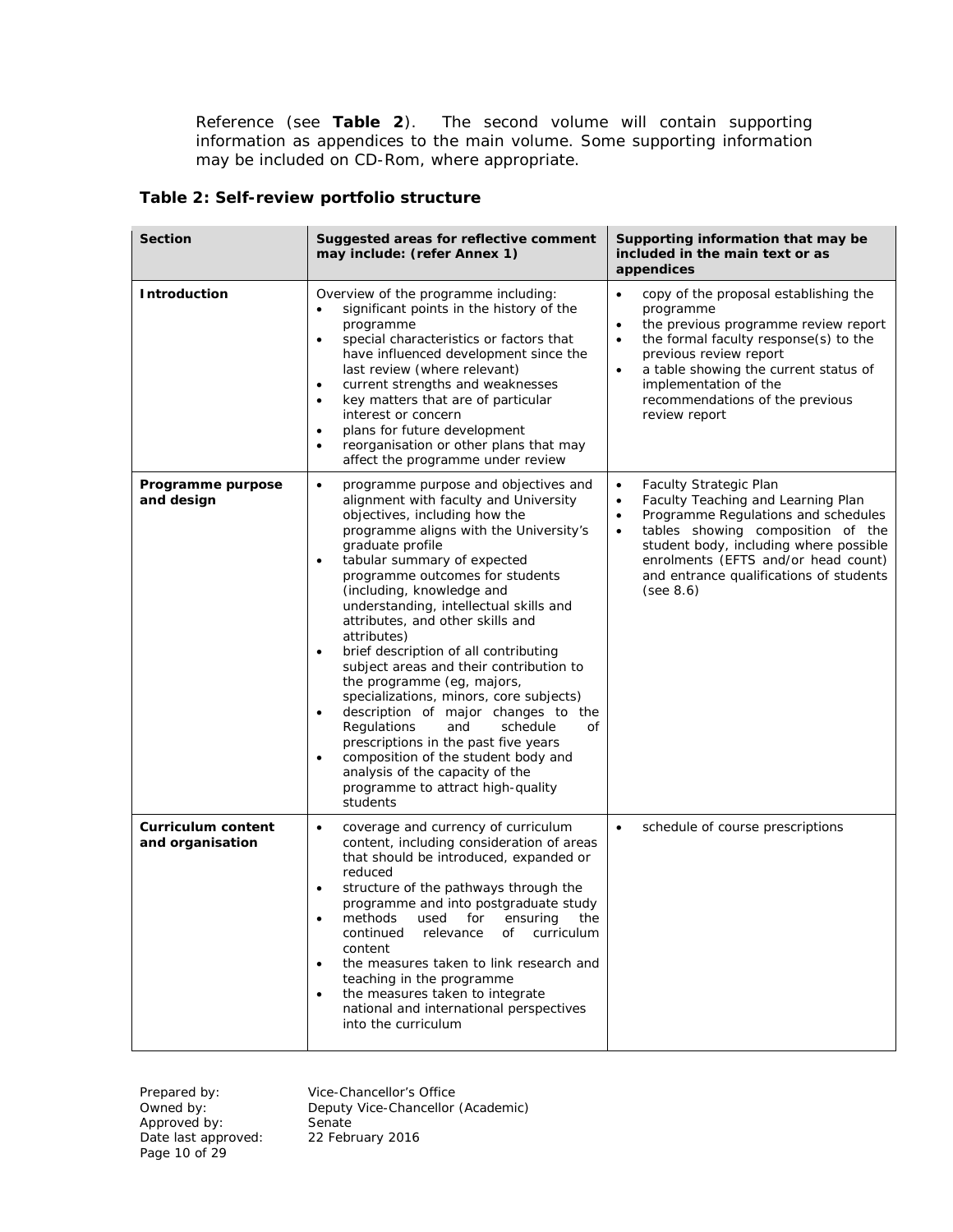Reference (see **Table 2**). The second volume will contain supporting information as appendices to the main volume. Some supporting information may be included on CD-Rom, where appropriate.

**Table 2: Self-review portfolio structure**

| Section | Suggested areas for reflective comment may include: (refer Annex 1) | Supporting information that may be included in the main text or as appendices |
|---|---|---|
| **Introduction** | Overview of the programme including:<br>• significant points in the history of the programme<br>• special characteristics or factors that have influenced development since the last review (where relevant)<br>• current strengths and weaknesses<br>• key matters that are of particular interest or concern<br>• plans for future development<br>• reorganisation or other plans that may affect the programme under review | • copy of the proposal establishing the programme<br>• the previous programme review report<br>• the formal faculty response(s) to the previous review report<br>• a table showing the current status of implementation of the recommendations of the previous review report |
| **Programme purpose and design** | • programme purpose and objectives and alignment with faculty and University objectives, including how the programme aligns with the University's graduate profile<br>• tabular summary of expected programme outcomes for students (including, knowledge and understanding, intellectual skills and attributes, and other skills and attributes)<br>• brief description of all contributing subject areas and their contribution to the programme (eg, majors, specializations, minors, core subjects)<br>• description of major changes to the Regulations and schedule of prescriptions in the past five years<br>• composition of the student body and analysis of the capacity of the programme to attract high-quality students | • Faculty Strategic Plan<br>• Faculty Teaching and Learning Plan<br>• Programme Regulations and schedules<br>• tables showing composition of the student body, including where possible enrolments (EFTS and/or head count) and entrance qualifications of students (see 8.6) |
| **Curriculum content and organisation** | • coverage and currency of curriculum content, including consideration of areas that should be introduced, expanded or reduced<br>• structure of the pathways through the programme and into postgraduate study<br>• methods used for ensuring the continued relevance of curriculum content<br>• the measures taken to link research and teaching in the programme<br>• the measures taken to integrate national and international perspectives into the curriculum | • schedule of course prescriptions |

Prepared by: Vice-Chancellor's Office
Owned by: Deputy Vice-Chancellor (Academic)
Approved by: Senate
Date last approved: 22 February 2016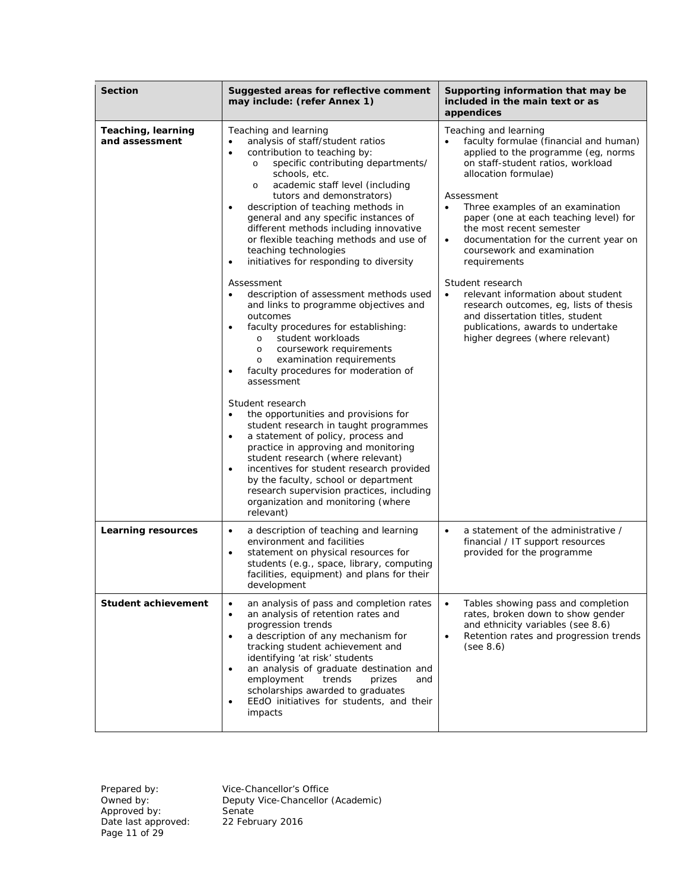| Section | Suggested areas for reflective comment may include: (refer Annex 1) | Supporting information that may be included in the main text or as appendices |
|---|---|---|
| **Teaching, learning and assessment** | Teaching and learning<br>• analysis of staff/student ratios<br>• contribution to teaching by:<br>  o specific contributing departments/ schools, etc.<br>  o academic staff level (including tutors and demonstrators)<br>• description of teaching methods in general and any specific instances of different methods including innovative or flexible teaching methods and use of teaching technologies<br>• initiatives for responding to diversity<br><br>Assessment<br>• description of assessment methods used and links to programme objectives and outcomes<br>• faculty procedures for establishing:<br>  o student workloads<br>  o coursework requirements<br>  o examination requirements<br>• faculty procedures for moderation of assessment<br><br>Student research<br>• the opportunities and provisions for student research in taught programmes<br>• a statement of policy, process and practice in approving and monitoring student research (where relevant)<br>• incentives for student research provided by the faculty, school or department research supervision practices, including organization and monitoring (where relevant) | Teaching and learning<br>• faculty formulae (financial and human) applied to the programme (eg, norms on staff-student ratios, workload allocation formulae)<br><br>Assessment<br>• Three examples of an examination paper (one at each teaching level) for the most recent semester<br>• documentation for the current year on coursework and examination requirements<br><br>Student research<br>• relevant information about student research outcomes, eg, lists of thesis and dissertation titles, student publications, awards to undertake higher degrees (where relevant) |
| **Learning resources** | • a description of teaching and learning environment and facilities<br>• statement on physical resources for students (e.g., space, library, computing facilities, equipment) and plans for their development | • a statement of the administrative / financial / IT support resources provided for the programme |
| **Student achievement** | • an analysis of pass and completion rates<br>• an analysis of retention rates and progression trends<br>• a description of any mechanism for tracking student achievement and identifying 'at risk' students<br>• an analysis of graduate destination and employment trends prizes and scholarships awarded to graduates<br>• EEdO initiatives for students, and their impacts | • Tables showing pass and completion rates, broken down to show gender and ethnicity variables (see 8.6)<br>• Retention rates and progression trends (see 8.6) |

Prepared by: Vice-Chancellor's Office
Owned by: Deputy Vice-Chancellor (Academic)
Approved by: Senate
Date last approved: 22 February 2016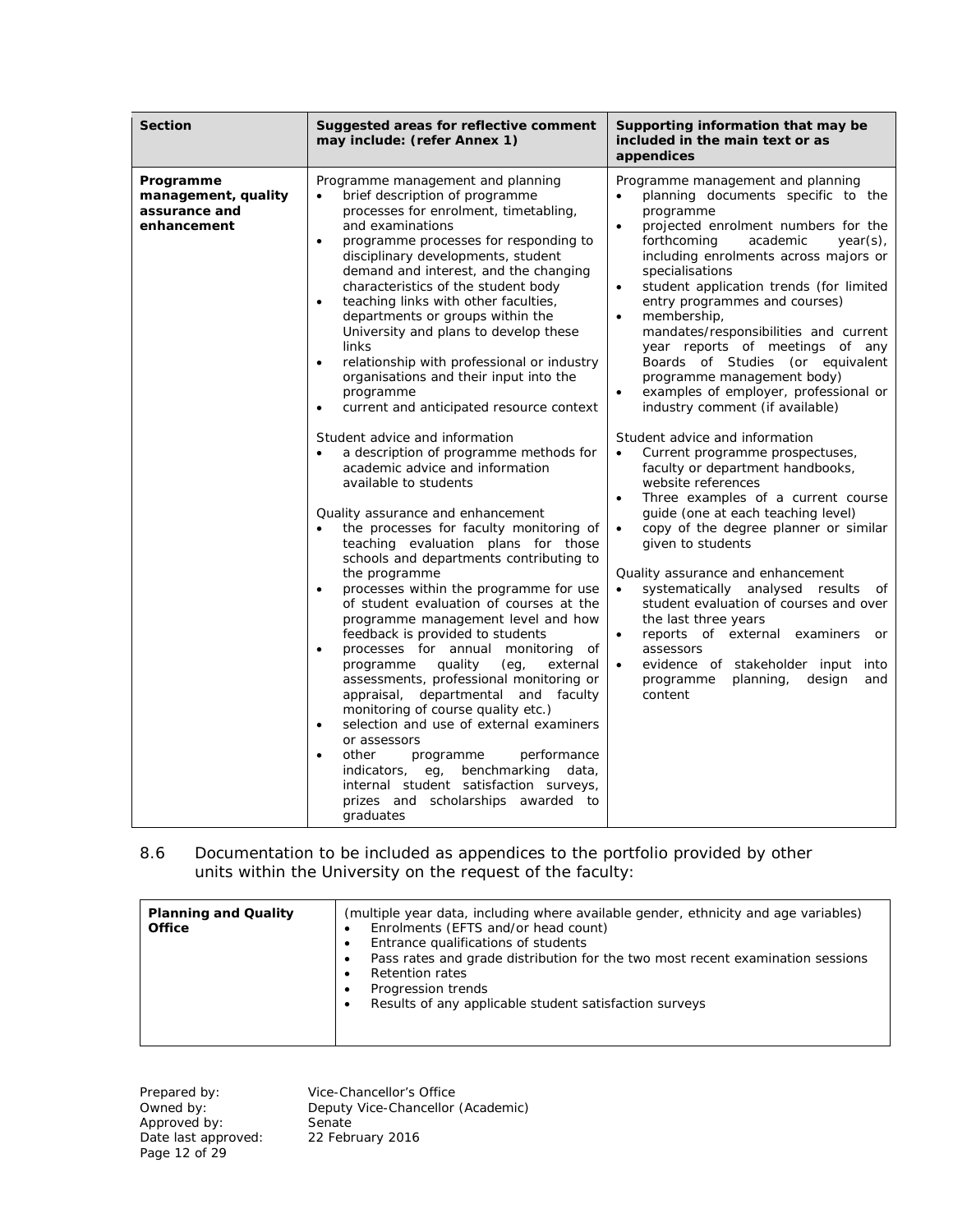| Section | Suggested areas for reflective comment may include: (refer Annex 1) | Supporting information that may be included in the main text or as appendices |
|---|---|---|
| **Programme management, quality assurance and enhancement** | Programme management and planning<br>• brief description of programme processes for enrolment, timetabling, and examinations<br>• programme processes for responding to disciplinary developments, student demand and interest, and the changing characteristics of the student body<br>• teaching links with other faculties, departments or groups within the University and plans to develop these links<br>• relationship with professional or industry organisations and their input into the programme<br>• current and anticipated resource context<br><br>Student advice and information<br>• a description of programme methods for academic advice and information available to students<br><br>Quality assurance and enhancement<br>• the processes for faculty monitoring of teaching evaluation plans for those schools and departments contributing to the programme<br>• processes within the programme for use of student evaluation of courses at the programme management level and how feedback is provided to students<br>• processes for annual monitoring of programme quality (eg, external assessments, professional monitoring or appraisal, departmental and faculty monitoring of course quality etc.)<br>• selection and use of external examiners or assessors<br>• other programme performance indicators, eg, benchmarking data, internal student satisfaction surveys, prizes and scholarships awarded to graduates | Programme management and planning<br>• planning documents specific to the programme<br>• projected enrolment numbers for the forthcoming academic year(s), including enrolments across majors or specialisations<br>• student application trends (for limited entry programmes and courses)<br>• membership, mandates/responsibilities and current year reports of meetings of any Boards of Studies (or equivalent programme management body)<br>• examples of employer, professional or industry comment (if available)<br><br>Student advice and information<br>• Current programme prospectuses, faculty or department handbooks, website references<br>• Three examples of a current course guide (one at each teaching level)<br>• copy of the degree planner or similar given to students<br><br>Quality assurance and enhancement<br>• systematically analysed results of student evaluation of courses and over the last three years<br>• reports of external examiners or assessors<br>• evidence of stakeholder input into programme planning, design and content |

8.6 Documentation to be included as appendices to the portfolio provided by other units within the University on the request of the faculty:

| | |
|---|---|
| **Planning and Quality Office** | (multiple year data, including where available gender, ethnicity and age variables)<br>• Enrolments (EFTS and/or head count)<br>• Entrance qualifications of students<br>• Pass rates and grade distribution for the two most recent examination sessions<br>• Retention rates<br>• Progression trends<br>• Results of any applicable student satisfaction surveys |

Prepared by: Vice-Chancellor's Office
Owned by: Deputy Vice-Chancellor (Academic)
Approved by: Senate
Date last approved: 22 February 2016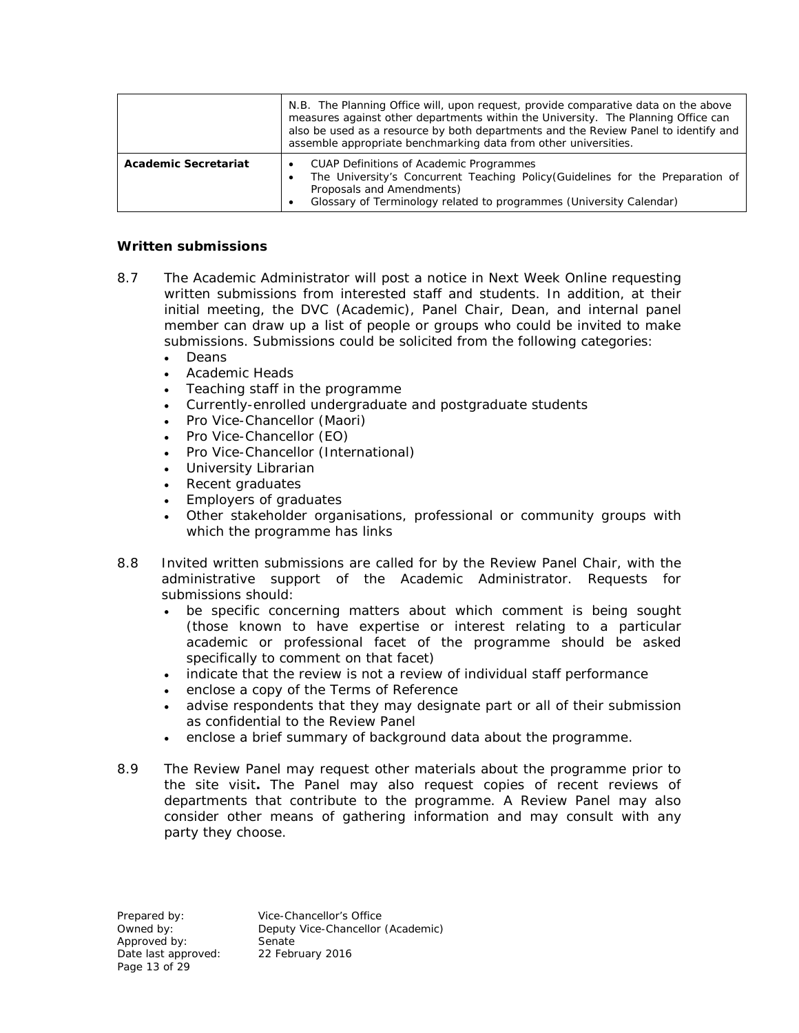| | |
|---|---|
| | N.B. The Planning Office will, upon request, provide comparative data on the above measures against other departments within the University. The Planning Office can also be used as a resource by both departments and the Review Panel to identify and assemble appropriate benchmarking data from other universities. |
| **Academic Secretariat** | • CUAP Definitions of Academic Programmes<br>• The University's Concurrent Teaching Policy(Guidelines for the Preparation of Proposals and Amendments)<br>• Glossary of Terminology related to programmes (University Calendar) |

**Written submissions**

8.7 The Academic Administrator will post a notice in Next Week Online requesting written submissions from interested staff and students. In addition, at their initial meeting, the DVC (Academic), Panel Chair, Dean, and internal panel member can draw up a list of people or groups who could be invited to make submissions. Submissions could be solicited from the following categories:

- Deans
- Academic Heads
- Teaching staff in the programme
- Currently-enrolled undergraduate and postgraduate students
- Pro Vice-Chancellor (Maori)
- Pro Vice-Chancellor (EO)
- Pro Vice-Chancellor (International)
- University Librarian
- Recent graduates
- Employers of graduates
- Other stakeholder organisations, professional or community groups with which the programme has links

8.8 Invited written submissions are called for by the Review Panel Chair, with the administrative support of the Academic Administrator. Requests for submissions should:

- be specific concerning matters about which comment is being sought (those known to have expertise or interest relating to a particular academic or professional facet of the programme should be asked specifically to comment on that facet)
- indicate that the review is not a review of individual staff performance
- enclose a copy of the Terms of Reference
- advise respondents that they may designate part or all of their submission as confidential to the Review Panel
- enclose a brief summary of background data about the programme.

8.9 The Review Panel may request other materials about the programme prior to the site visit**.** The Panel may also request copies of recent reviews of departments that contribute to the programme. A Review Panel may also consider other means of gathering information and may consult with any party they choose.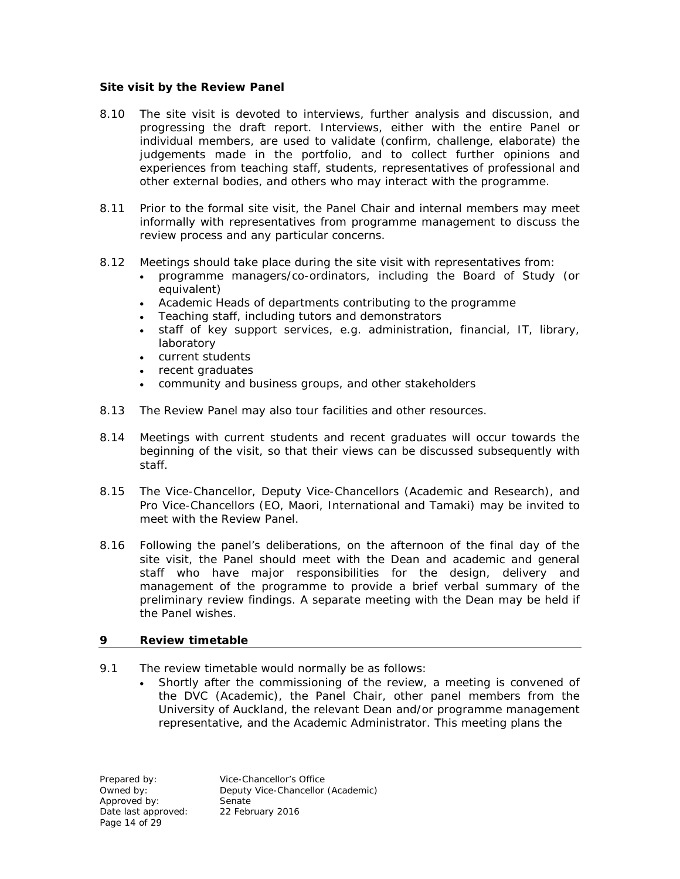**Site visit by the Review Panel**

8.10 The site visit is devoted to interviews, further analysis and discussion, and progressing the draft report. Interviews, either with the entire Panel or individual members, are used to validate (confirm, challenge, elaborate) the judgements made in the portfolio, and to collect further opinions and experiences from teaching staff, students, representatives of professional and other external bodies, and others who may interact with the programme.

8.11 Prior to the formal site visit, the Panel Chair and internal members may meet informally with representatives from programme management to discuss the review process and any particular concerns.

8.12 Meetings should take place during the site visit with representatives from:

- programme managers/co-ordinators, including the Board of Study (or equivalent)
- Academic Heads of departments contributing to the programme
- Teaching staff, including tutors and demonstrators
- staff of key support services, e.g. administration, financial, IT, library, laboratory
- current students
- recent graduates
- community and business groups, and other stakeholders

8.13 The Review Panel may also tour facilities and other resources.

8.14 Meetings with current students and recent graduates will occur towards the beginning of the visit, so that their views can be discussed subsequently with staff.

8.15 The Vice-Chancellor, Deputy Vice-Chancellors (Academic and Research), and Pro Vice-Chancellors (EO, Maori, International and Tamaki) may be invited to meet with the Review Panel.

8.16 Following the panel's deliberations, on the afternoon of the final day of the site visit, the Panel should meet with the Dean and academic and general staff who have major responsibilities for the design, delivery and management of the programme to provide a brief verbal summary of the preliminary review findings. A separate meeting with the Dean may be held if the Panel wishes.

## 9 Review timetable

9.1 The review timetable would normally be as follows:

- Shortly after the commissioning of the review, a meeting is convened of the DVC (Academic), the Panel Chair, other panel members from the University of Auckland, the relevant Dean and/or programme management representative, and the Academic Administrator. This meeting plans the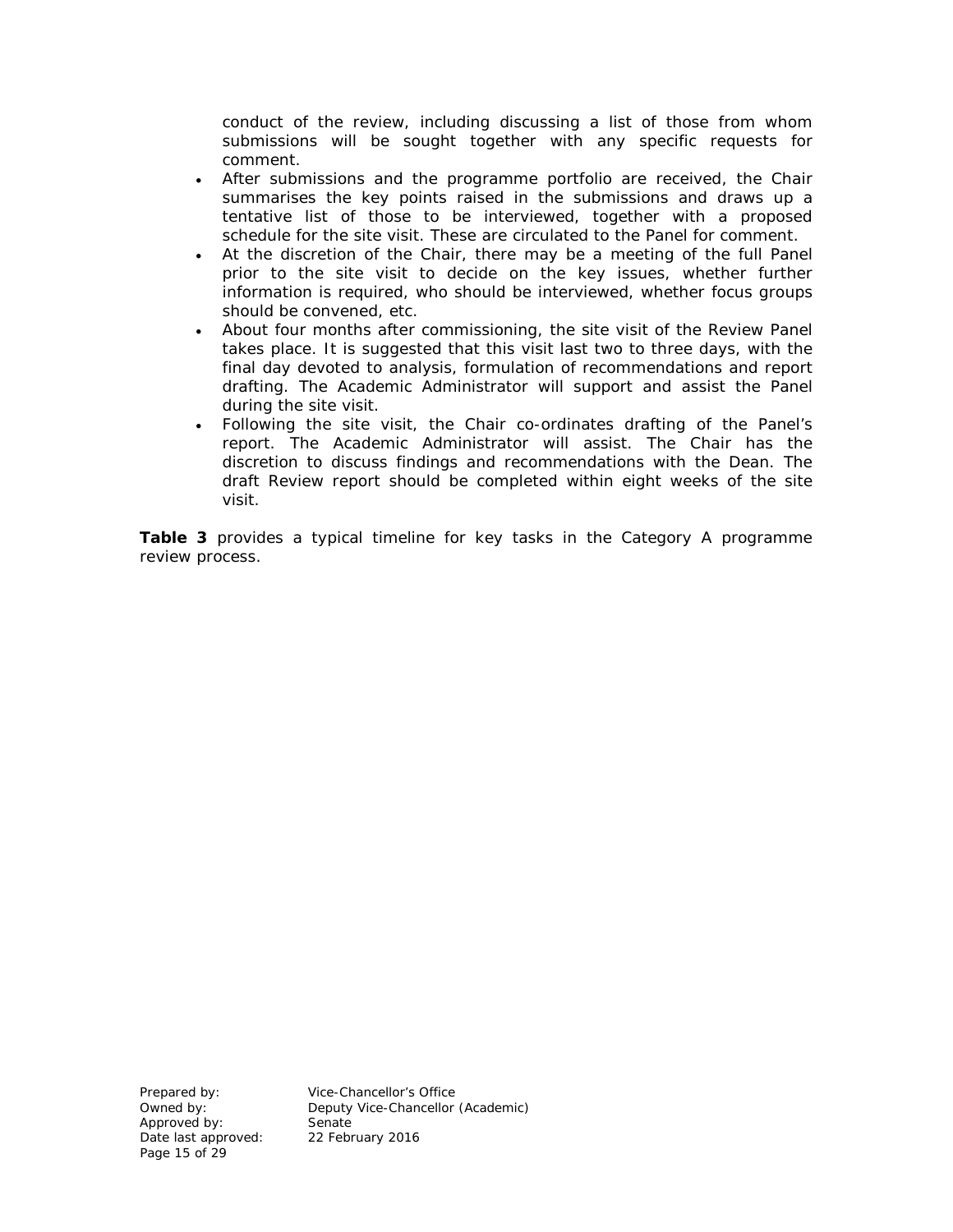conduct of the review, including discussing a list of those from whom submissions will be sought together with any specific requests for comment.

- After submissions and the programme portfolio are received, the Chair summarises the key points raised in the submissions and draws up a tentative list of those to be interviewed, together with a proposed schedule for the site visit. These are circulated to the Panel for comment.
- At the discretion of the Chair, there may be a meeting of the full Panel prior to the site visit to decide on the key issues, whether further information is required, who should be interviewed, whether focus groups should be convened, etc.
- About four months after commissioning, the site visit of the Review Panel takes place. It is suggested that this visit last two to three days, with the final day devoted to analysis, formulation of recommendations and report drafting. The Academic Administrator will support and assist the Panel during the site visit.
- Following the site visit, the Chair co-ordinates drafting of the Panel's report. The Academic Administrator will assist. The Chair has the discretion to discuss findings and recommendations with the Dean. The draft Review report should be completed within eight weeks of the site visit.

**Table 3** provides a typical timeline for key tasks in the Category A programme review process.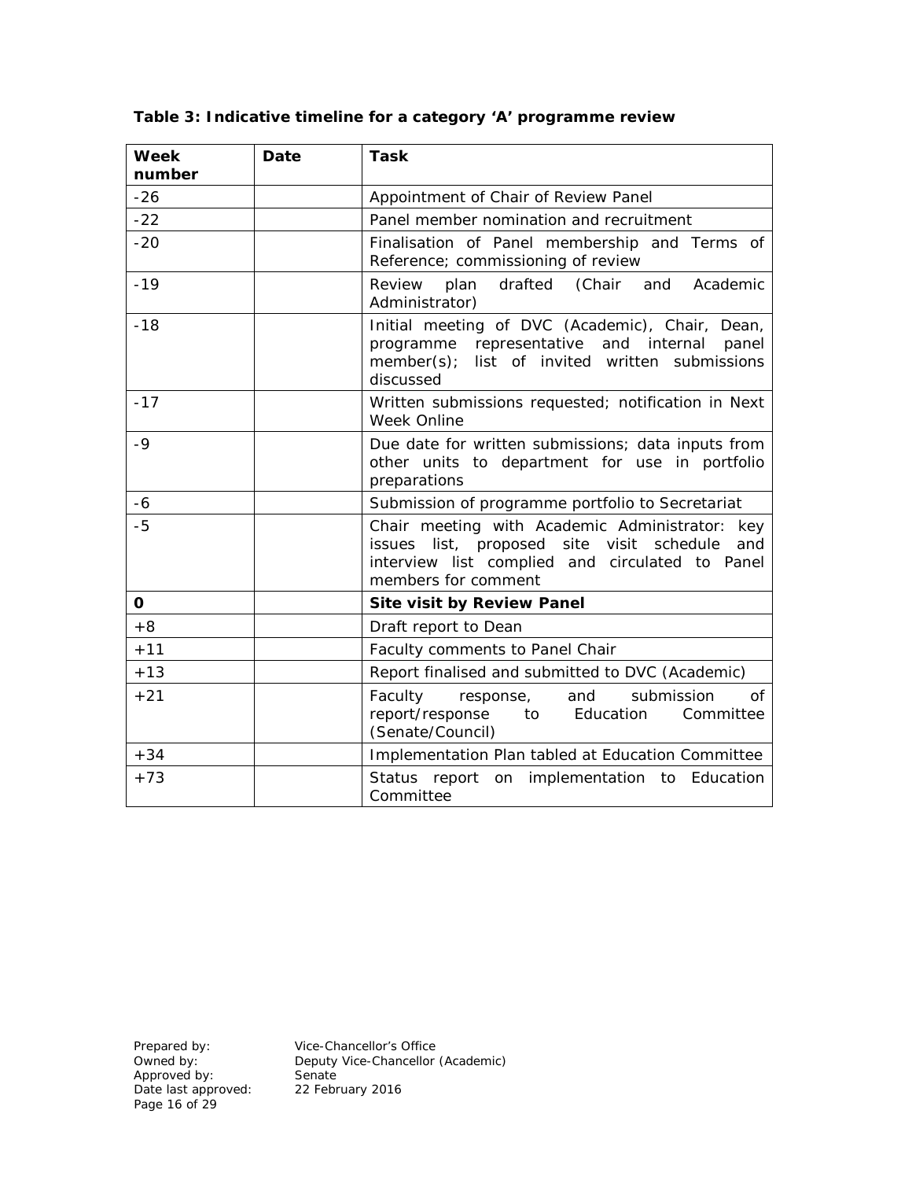**Table 3: Indicative timeline for a category 'A' programme review**

| Week number | Date | Task |
|---|---|---|
| -26 | | Appointment of Chair of Review Panel |
| -22 | | Panel member nomination and recruitment |
| -20 | | Finalisation of Panel membership and Terms of Reference; commissioning of review |
| -19 | | Review plan drafted (Chair and Academic Administrator) |
| -18 | | Initial meeting of DVC (Academic), Chair, Dean, programme representative and internal panel member(s); list of invited written submissions discussed |
| -17 | | Written submissions requested; notification in Next Week Online |
| -9 | | Due date for written submissions; data inputs from other units to department for use in portfolio preparations |
| -6 | | Submission of programme portfolio to Secretariat |
| -5 | | Chair meeting with Academic Administrator: key issues list, proposed site visit schedule and interview list complied and circulated to Panel members for comment |
| **0** | | **Site visit by Review Panel** |
| +8 | | Draft report to Dean |
| +11 | | Faculty comments to Panel Chair |
| +13 | | Report finalised and submitted to DVC (Academic) |
| +21 | | Faculty response, and submission of report/response to Education Committee (Senate/Council) |
| +34 | | Implementation Plan tabled at Education Committee |
| +73 | | Status report on implementation to Education Committee |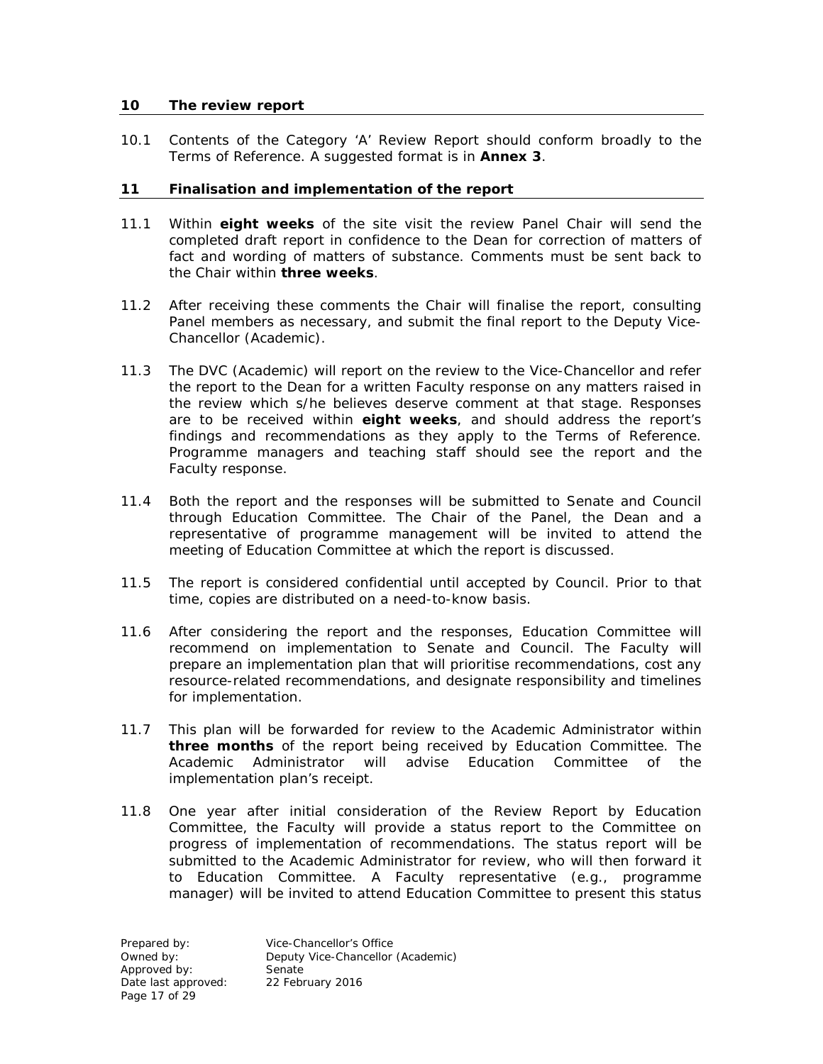## 10 The review report

10.1 Contents of the Category 'A' Review Report should conform broadly to the Terms of Reference. A suggested format is in **Annex 3**.

## 11 Finalisation and implementation of the report

11.1 Within **eight weeks** of the site visit the review Panel Chair will send the completed draft report in confidence to the Dean for correction of matters of fact and wording of matters of substance. Comments must be sent back to the Chair within **three weeks**.

11.2 After receiving these comments the Chair will finalise the report, consulting Panel members as necessary, and submit the final report to the Deputy Vice-Chancellor (Academic).

11.3 The DVC (Academic) will report on the review to the Vice-Chancellor and refer the report to the Dean for a written Faculty response on any matters raised in the review which s/he believes deserve comment at that stage. Responses are to be received within **eight weeks**, and should address the report's findings and recommendations as they apply to the Terms of Reference. Programme managers and teaching staff should see the report and the Faculty response.

11.4 Both the report and the responses will be submitted to Senate and Council through Education Committee. The Chair of the Panel, the Dean and a representative of programme management will be invited to attend the meeting of Education Committee at which the report is discussed.

11.5 The report is considered confidential until accepted by Council. Prior to that time, copies are distributed on a need-to-know basis.

11.6 After considering the report and the responses, Education Committee will recommend on implementation to Senate and Council. The Faculty will prepare an implementation plan that will prioritise recommendations, cost any resource-related recommendations, and designate responsibility and timelines for implementation.

11.7 This plan will be forwarded for review to the Academic Administrator within **three months** of the report being received by Education Committee. The Academic Administrator will advise Education Committee of the implementation plan's receipt.

11.8 One year after initial consideration of the Review Report by Education Committee, the Faculty will provide a status report to the Committee on progress of implementation of recommendations. The status report will be submitted to the Academic Administrator for review, who will then forward it to Education Committee. A Faculty representative (e.g., programme manager) will be invited to attend Education Committee to present this status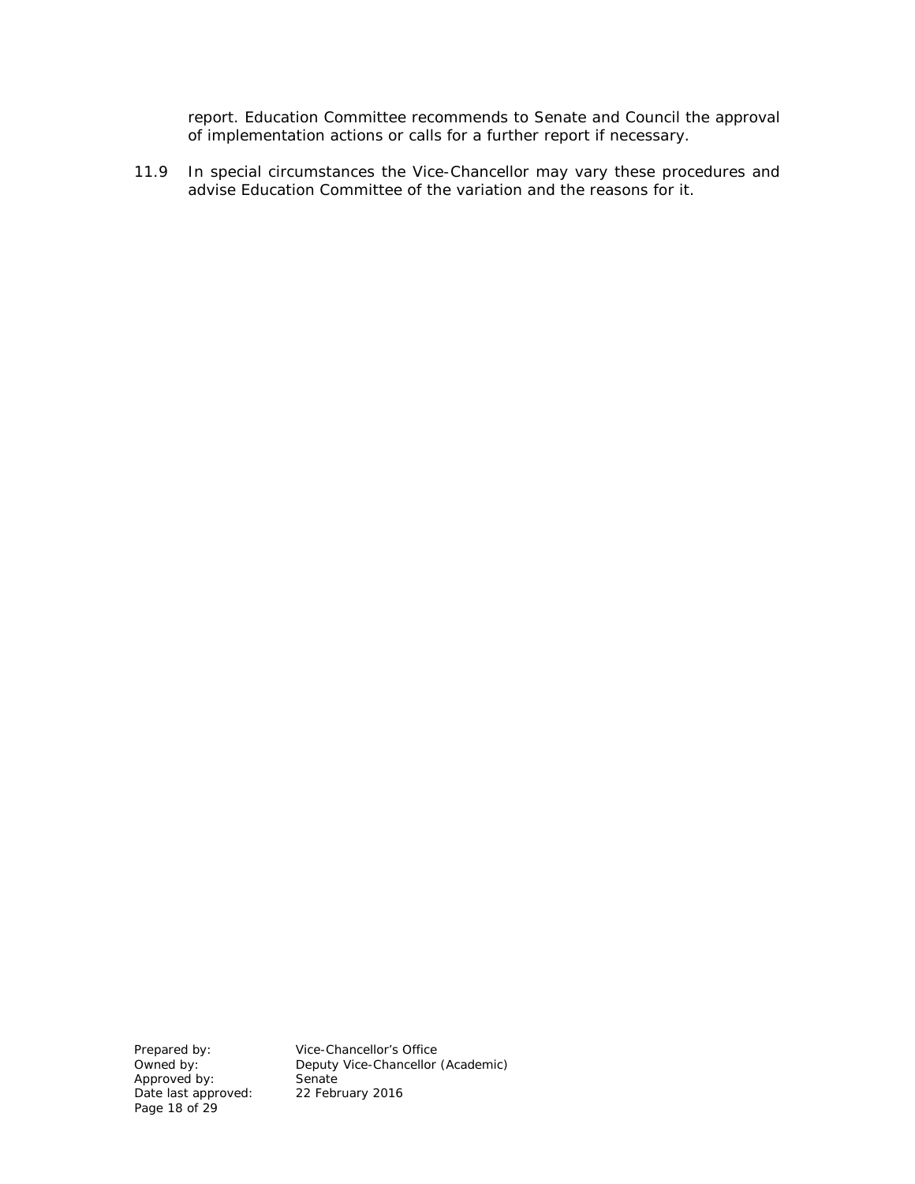report. Education Committee recommends to Senate and Council the approval of implementation actions or calls for a further report if necessary.

11.9 In special circumstances the Vice-Chancellor may vary these procedures and advise Education Committee of the variation and the reasons for it.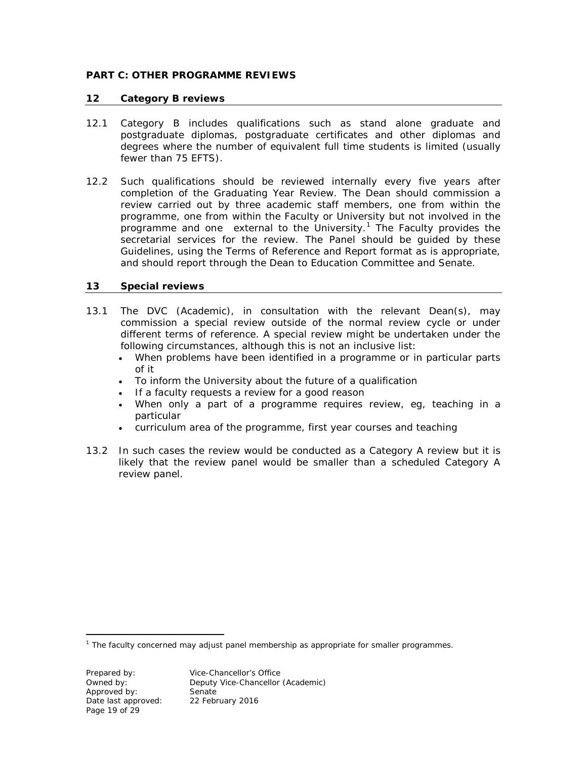**PART C: OTHER PROGRAMME REVIEWS**

## 12 Category B reviews

12.1 Category B includes qualifications such as stand alone graduate and postgraduate diplomas, postgraduate certificates and other diplomas and degrees where the number of equivalent full time students is limited (usually fewer than 75 EFTS).

12.2 Such qualifications should be reviewed internally every five years after completion of the Graduating Year Review. The Dean should commission a review carried out by three academic staff members, one from within the programme, one from within the Faculty or University but not involved in the programme and one external to the University.[1] The Faculty provides the secretarial services for the review. The Panel should be guided by these Guidelines, using the Terms of Reference and Report format as is appropriate, and should report through the Dean to Education Committee and Senate.

## 13 Special reviews

13.1 The DVC (Academic), in consultation with the relevant Dean(s), may commission a special review outside of the normal review cycle or under different terms of reference. A special review might be undertaken under the following circumstances, although this is not an inclusive list:

- When problems have been identified in a programme or in particular parts of it
- To inform the University about the future of a qualification
- If a faculty requests a review for a good reason
- When only a part of a programme requires review, eg, teaching in a particular
- curriculum area of the programme, first year courses and teaching

13.2 In such cases the review would be conducted as a Category A review but it is likely that the review panel would be smaller than a scheduled Category A review panel.

---

[1] The faculty concerned may adjust panel membership as appropriate for smaller programmes.

Prepared by: Vice-Chancellor's Office
Owned by: Deputy Vice-Chancellor (Academic)
Approved by: Senate
Date last approved: 22 February 2016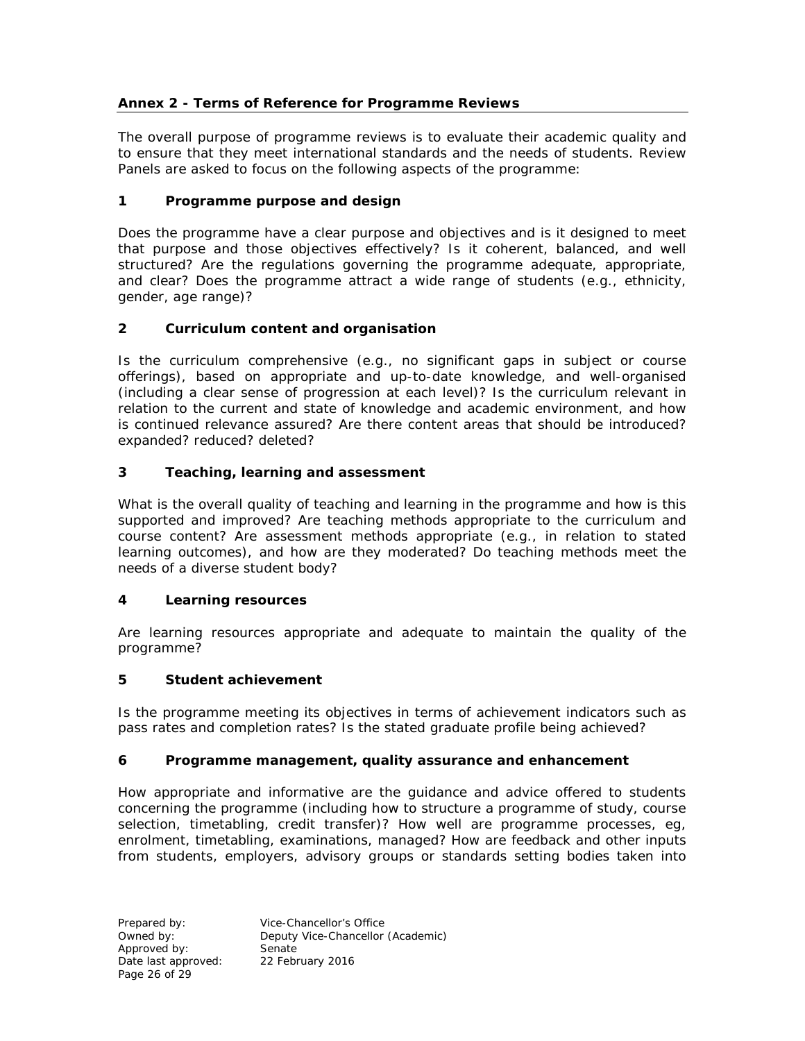## Annex 2 - Terms of Reference for Programme Reviews

The overall purpose of programme reviews is to evaluate their academic quality and to ensure that they meet international standards and the needs of students. Review Panels are asked to focus on the following aspects of the programme:

### 1 Programme purpose and design

Does the programme have a clear purpose and objectives and is it designed to meet that purpose and those objectives effectively? Is it coherent, balanced, and well structured? Are the regulations governing the programme adequate, appropriate, and clear? Does the programme attract a wide range of students (e.g., ethnicity, gender, age range)?

### 2 Curriculum content and organisation

Is the curriculum comprehensive (e.g., no significant gaps in subject or course offerings), based on appropriate and up-to-date knowledge, and well-organised (including a clear sense of progression at each level)? Is the curriculum relevant in relation to the current and state of knowledge and academic environment, and how is continued relevance assured? Are there content areas that should be introduced? expanded? reduced? deleted?

### 3 Teaching, learning and assessment

What is the overall quality of teaching and learning in the programme and how is this supported and improved? Are teaching methods appropriate to the curriculum and course content? Are assessment methods appropriate (e.g., in relation to stated learning outcomes), and how are they moderated? Do teaching methods meet the needs of a diverse student body?

### 4 Learning resources

Are learning resources appropriate and adequate to maintain the quality of the programme?

### 5 Student achievement

Is the programme meeting its objectives in terms of achievement indicators such as pass rates and completion rates? Is the stated graduate profile being achieved?

### 6 Programme management, quality assurance and enhancement

How appropriate and informative are the guidance and advice offered to students concerning the programme (including how to structure a programme of study, course selection, timetabling, credit transfer)? How well are programme processes, eg, enrolment, timetabling, examinations, managed? How are feedback and other inputs from students, employers, advisory groups or standards setting bodies taken into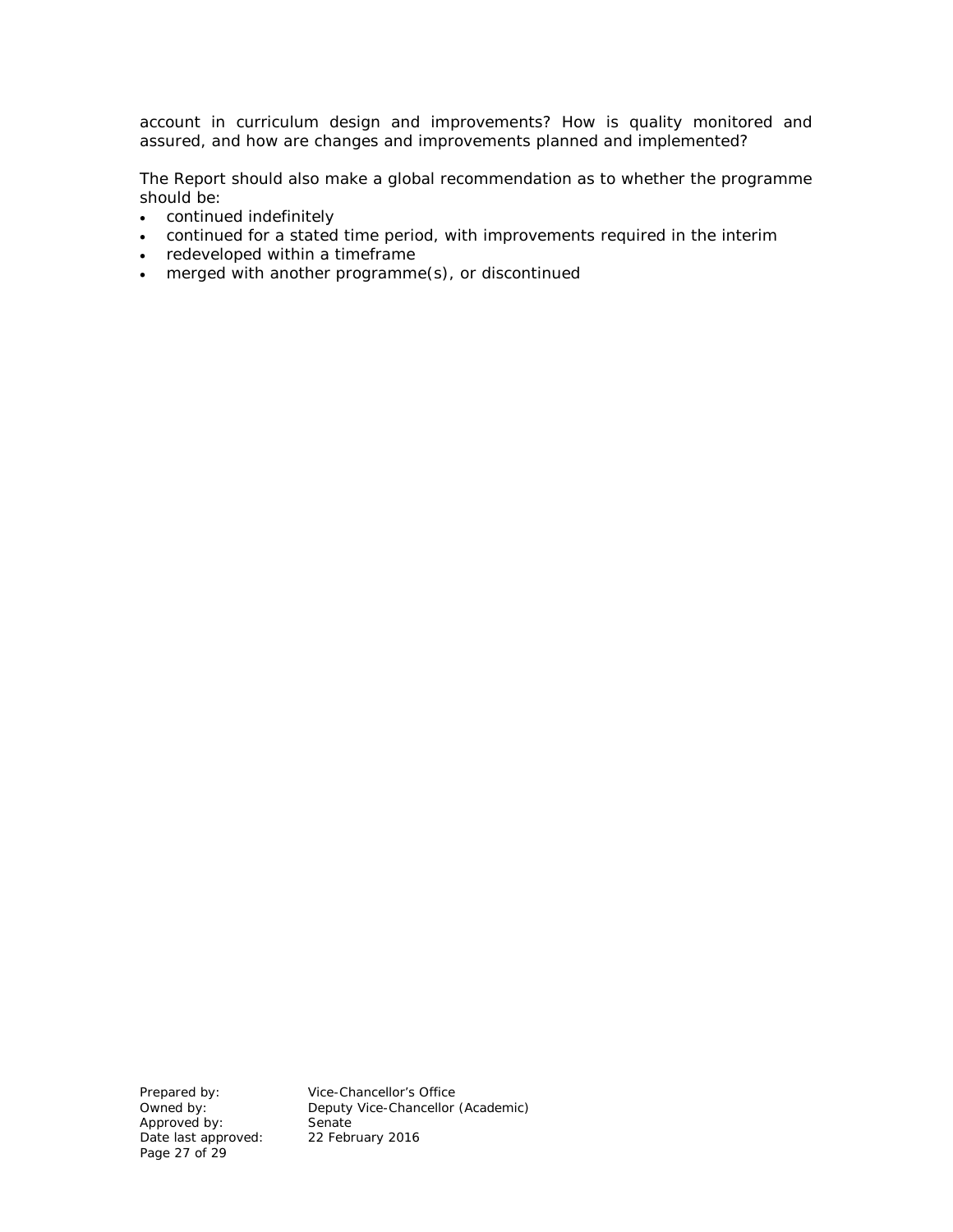account in curriculum design and improvements? How is quality monitored and assured, and how are changes and improvements planned and implemented?

The Report should also make a global recommendation as to whether the programme should be:

- continued indefinitely
- continued for a stated time period, with improvements required in the interim
- redeveloped within a timeframe
- merged with another programme(s), or discontinued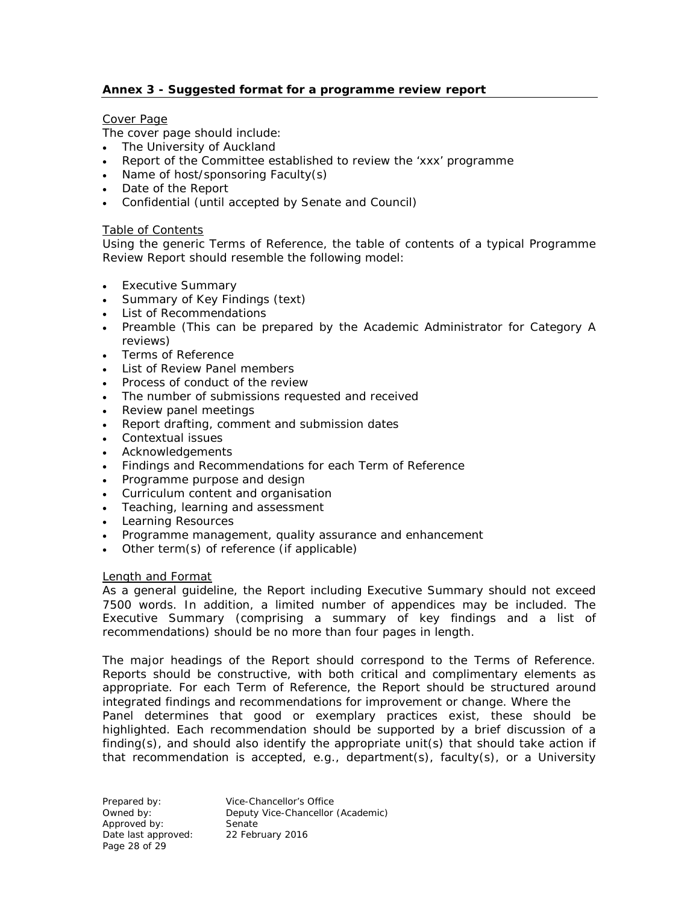### **Annex 3 - Suggested format for a programme review report**

Cover Page

The cover page should include:

- The University of Auckland
- Report of the Committee established to review the 'xxx' programme
- Name of host/sponsoring Faculty(s)
- Date of the Report
- Confidential (until accepted by Senate and Council)

Table of Contents

Using the generic Terms of Reference, the table of contents of a typical Programme Review Report should resemble the following model:

- Executive Summary
- Summary of Key Findings (text)
- List of Recommendations
- Preamble (This can be prepared by the Academic Administrator for Category A reviews)
- Terms of Reference
- List of Review Panel members
- Process of conduct of the review
- The number of submissions requested and received
- Review panel meetings
- Report drafting, comment and submission dates
- Contextual issues
- Acknowledgements
- Findings and Recommendations for each Term of Reference
- Programme purpose and design
- Curriculum content and organisation
- Teaching, learning and assessment
- Learning Resources
- Programme management, quality assurance and enhancement
- Other term(s) of reference (if applicable)

Length and Format

As a general guideline, the Report including Executive Summary should not exceed 7500 words. In addition, a limited number of appendices may be included. The Executive Summary (comprising a summary of key findings and a list of recommendations) should be no more than four pages in length.

The major headings of the Report should correspond to the Terms of Reference. Reports should be constructive, with both critical and complimentary elements as appropriate. For each Term of Reference, the Report should be structured around integrated findings and recommendations for improvement or change. Where the Panel determines that good or exemplary practices exist, these should be highlighted. Each recommendation should be supported by a brief discussion of a finding(s), and should also identify the appropriate unit(s) that should take action if that recommendation is accepted, e.g., department(s), faculty(s), or a University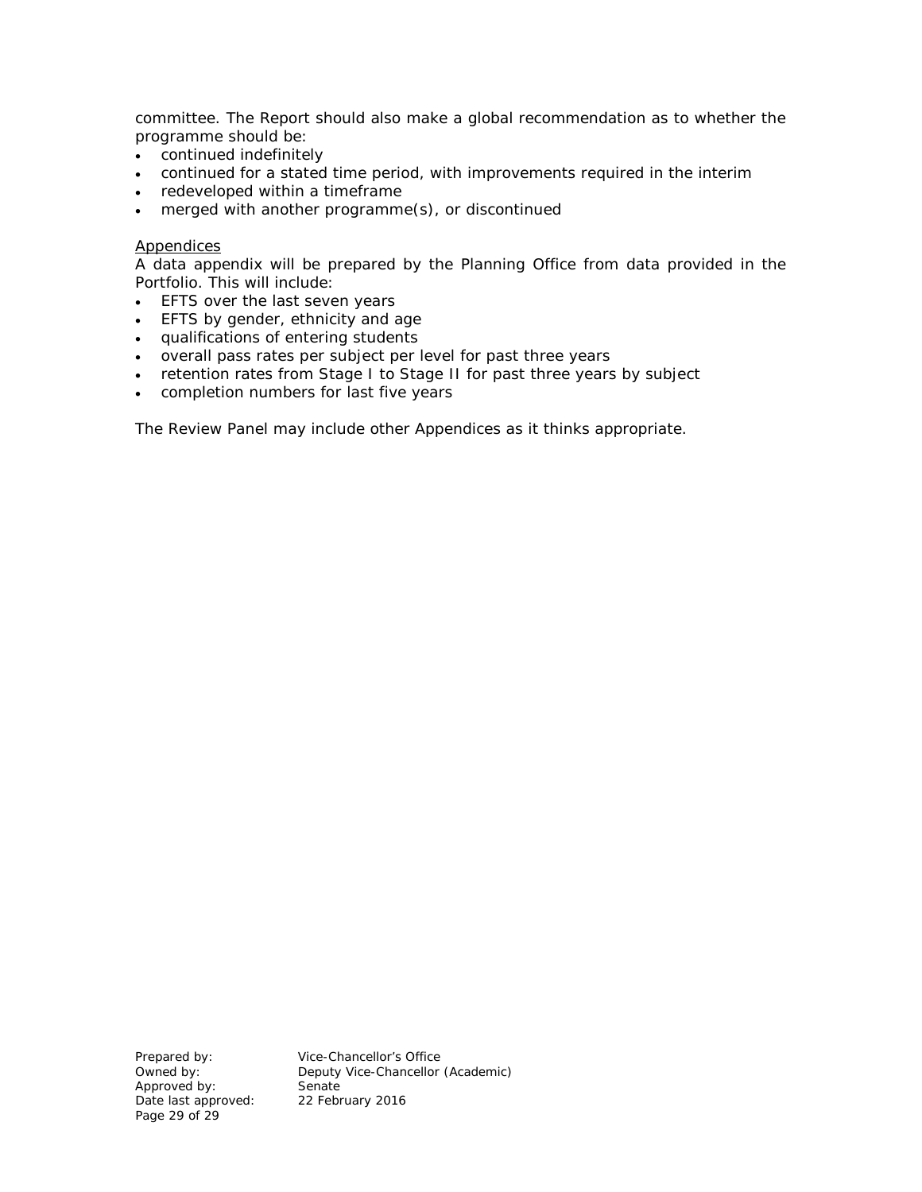committee. The Report should also make a global recommendation as to whether the programme should be:

- continued indefinitely
- continued for a stated time period, with improvements required in the interim
- redeveloped within a timeframe
- merged with another programme(s), or discontinued

<u>Appendices</u>

A data appendix will be prepared by the Planning Office from data provided in the Portfolio. This will include:

- EFTS over the last seven years
- EFTS by gender, ethnicity and age
- qualifications of entering students
- overall pass rates per subject per level for past three years
- retention rates from Stage I to Stage II for past three years by subject
- completion numbers for last five years

The Review Panel may include other Appendices as it thinks appropriate.

Prepared by: Vice-Chancellor's Office
Owned by: Deputy Vice-Chancellor (Academic)
Approved by: Senate
Date last approved: 22 February 2016